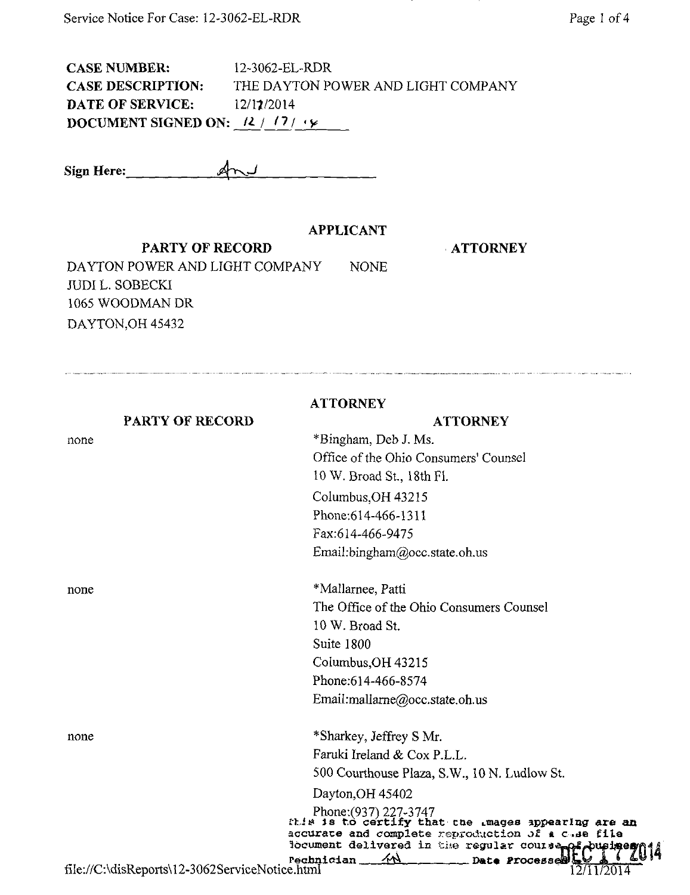**CASE NUMBER:** 12-3062-EL-RDR

**CASE DESCRIPTION:** THE DAYTON POWER AND LIGHT COMPANY

**DATE OF SERVICE:** 12/17/2014

**DOCUMENT SIGNED ON:** 12 / 17 / 14

**Sign Here:** AnJ

## APPLICANT

| PARTY OF RECORD | ATTORNEY |
|---|---|
| DAYTON POWER AND LIGHT COMPANY<br>JUDI L. SOBECKI<br>1065 WOODMAN DR<br>DAYTON,OH 45432 | NONE |

---

## ATTORNEY

| PARTY OF RECORD | ATTORNEY |
|---|---|
| none | *Bingham, Deb J. Ms.<br>Office of the Ohio Consumers' Counsel<br>10 W. Broad St., 18th Fl.<br>Columbus,OH 43215<br>Phone:614-466-1311<br>Fax:614-466-9475<br>Email:bingham@occ.state.oh.us |
| none | *Mallarnee, Patti<br>The Office of the Ohio Consumers Counsel<br>10 W. Broad St.<br>Suite 1800<br>Columbus,OH 43215<br>Phone:614-466-8574<br>Email:mallarne@occ.state.oh.us |
| none | *Sharkey, Jeffrey S Mr.<br>Faruki Ireland & Cox P.L.L.<br>500 Courthouse Plaza, S.W., 10 N. Ludlow St.<br>Dayton,OH 45402<br>Phone:(937) 227-3747 |

This is to certify that the images appearing are an accurate and complete reproduction of a case file document delivered in the regular course of business
Technician AN Date Processed DEC 17 2014

file://C:\disReports\12-3062ServiceNotice.html 12/11/2014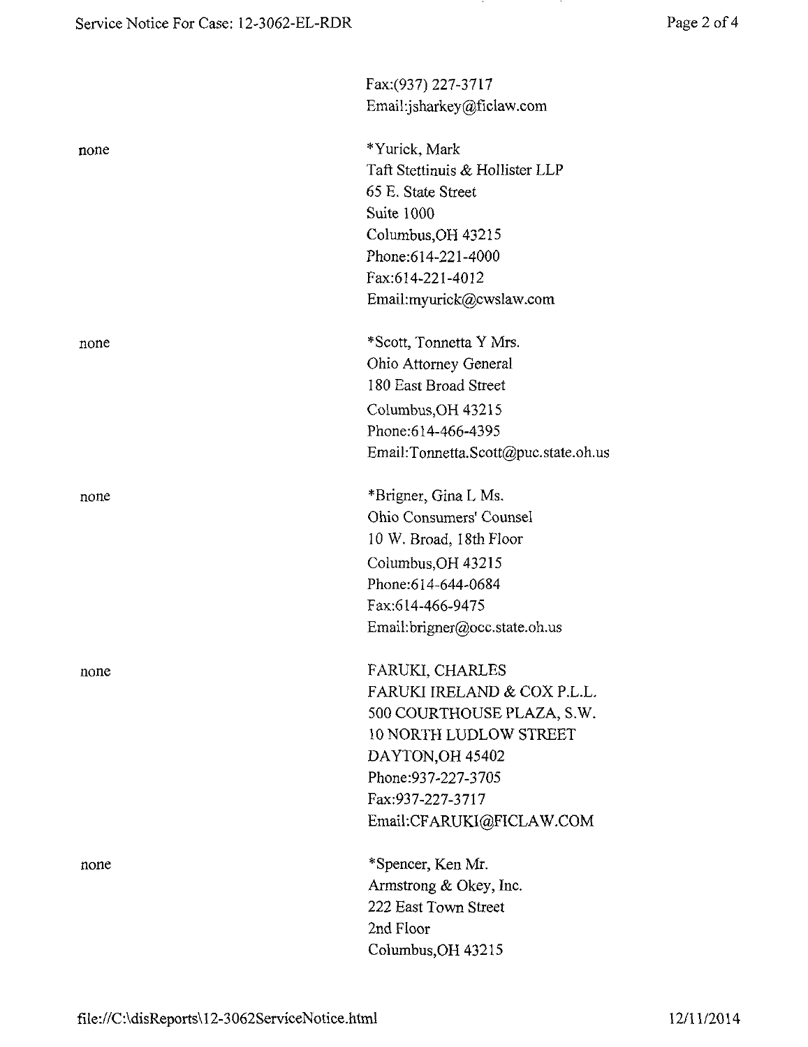Fax:(937) 227-3717
Email:jsharkey@ficlaw.com

| | |
|---|---|
| none | *Yurick, Mark<br>Taft Stettinuis & Hollister LLP<br>65 E. State Street<br>Suite 1000<br>Columbus,OH 43215<br>Phone:614-221-4000<br>Fax:614-221-4012<br>Email:myurick@cwslaw.com |
| none | *Scott, Tonnetta Y Mrs.<br>Ohio Attorney General<br>180 East Broad Street<br>Columbus,OH 43215<br>Phone:614-466-4395<br>Email:Tonnetta.Scott@puc.state.oh.us |
| none | *Brigner, Gina L Ms.<br>Ohio Consumers' Counsel<br>10 W. Broad, 18th Floor<br>Columbus,OH 43215<br>Phone:614-644-0684<br>Fax:614-466-9475<br>Email:brigner@occ.state.oh.us |
| none | FARUKI, CHARLES<br>FARUKI IRELAND & COX P.L.L.<br>500 COURTHOUSE PLAZA, S.W.<br>10 NORTH LUDLOW STREET<br>DAYTON,OH 45402<br>Phone:937-227-3705<br>Fax:937-227-3717<br>Email:CFARUKI@FICLAW.COM |
| none | *Spencer, Ken Mr.<br>Armstrong & Okey, Inc.<br>222 East Town Street<br>2nd Floor<br>Columbus,OH 43215 |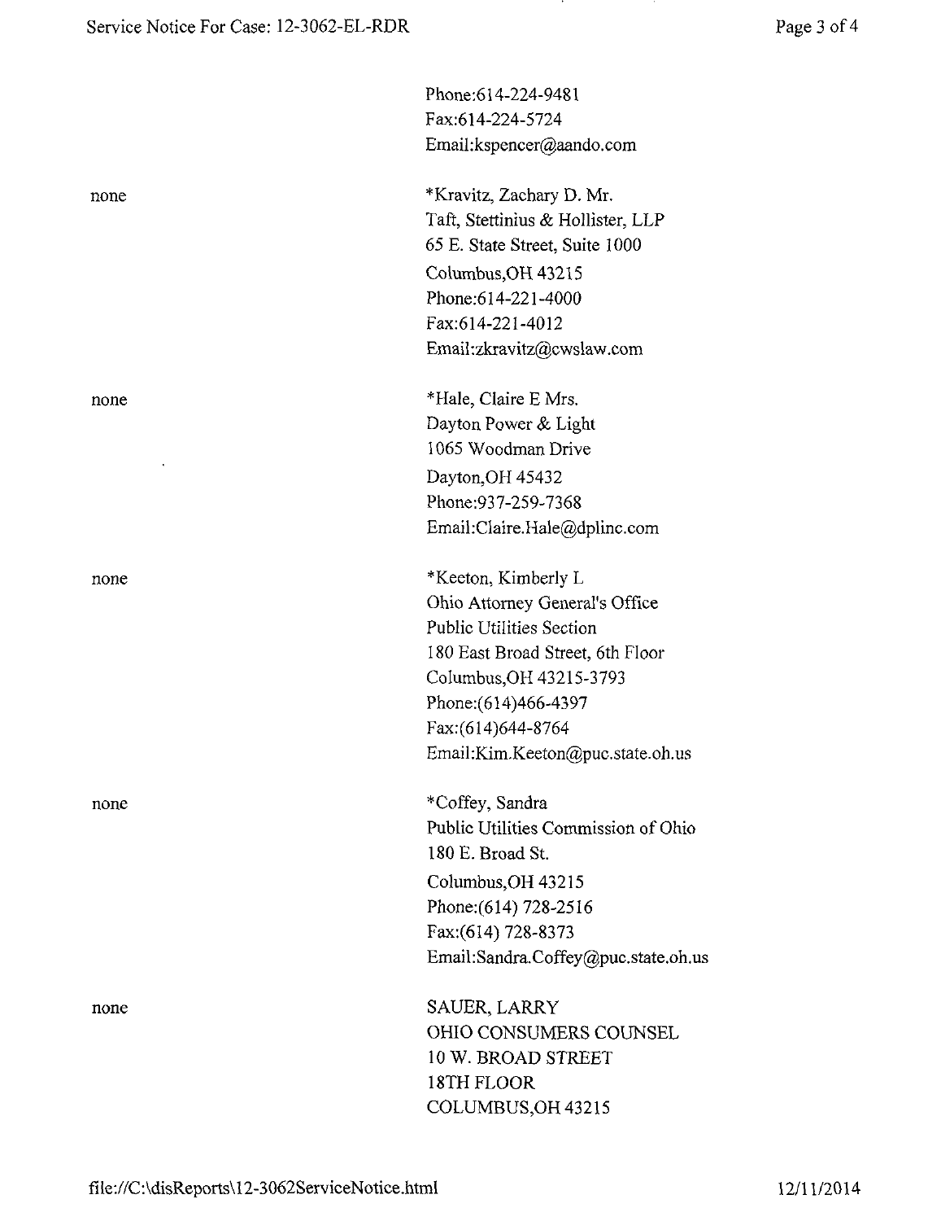| | |
|---|---|
| | Phone:614-224-9481<br>Fax:614-224-5724<br>Email:kspencer@aando.com |
| none | *Kravitz, Zachary D. Mr.<br>Taft, Stettinius & Hollister, LLP<br>65 E. State Street, Suite 1000<br>Columbus,OH 43215<br>Phone:614-221-4000<br>Fax:614-221-4012<br>Email:zkravitz@cwslaw.com |
| none | *Hale, Claire E Mrs.<br>Dayton Power & Light<br>1065 Woodman Drive<br>Dayton,OH 45432<br>Phone:937-259-7368<br>Email:Claire.Hale@dplinc.com |
| none | *Keeton, Kimberly L<br>Ohio Attorney General's Office<br>Public Utilities Section<br>180 East Broad Street, 6th Floor<br>Columbus,OH 43215-3793<br>Phone:(614)466-4397<br>Fax:(614)644-8764<br>Email:Kim.Keeton@puc.state.oh.us |
| none | *Coffey, Sandra<br>Public Utilities Commission of Ohio<br>180 E. Broad St.<br>Columbus,OH 43215<br>Phone:(614) 728-2516<br>Fax:(614) 728-8373<br>Email:Sandra.Coffey@puc.state.oh.us |
| none | SAUER, LARRY<br>OHIO CONSUMERS COUNSEL<br>10 W. BROAD STREET<br>18TH FLOOR<br>COLUMBUS,OH 43215 |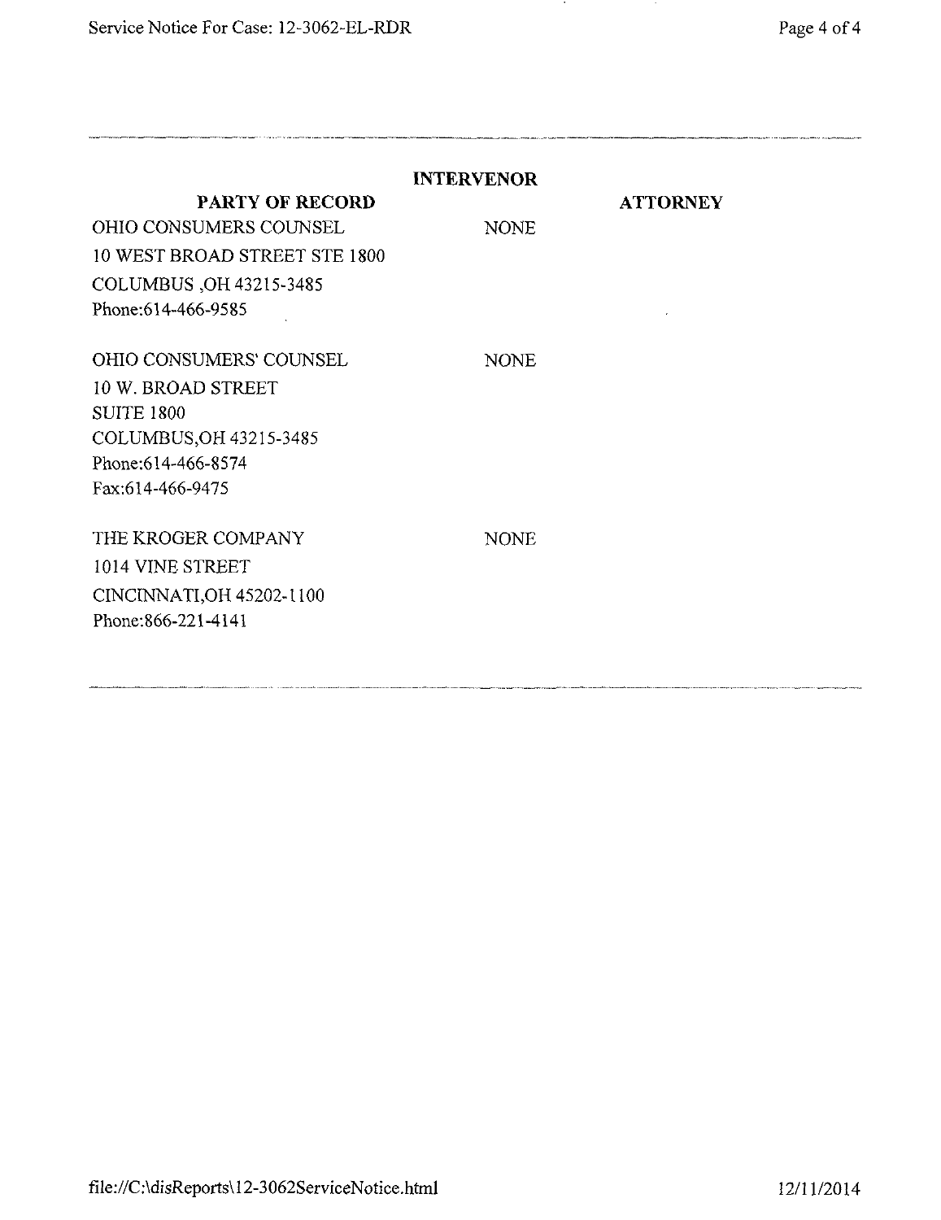| PARTY OF RECORD | INTERVENOR | ATTORNEY |
| --- | --- | --- |
| OHIO CONSUMERS COUNSEL<br>10 WEST BROAD STREET STE 1800<br>COLUMBUS ,OH 43215-3485<br>Phone:614-466-9585 | NONE | |
| OHIO CONSUMERS' COUNSEL<br>10 W. BROAD STREET<br>SUITE 1800<br>COLUMBUS,OH 43215-3485<br>Phone:614-466-8574<br>Fax:614-466-9475 | NONE | |
| THE KROGER COMPANY<br>1014 VINE STREET<br>CINCINNATI,OH 45202-1100<br>Phone:866-221-4141 | NONE | |